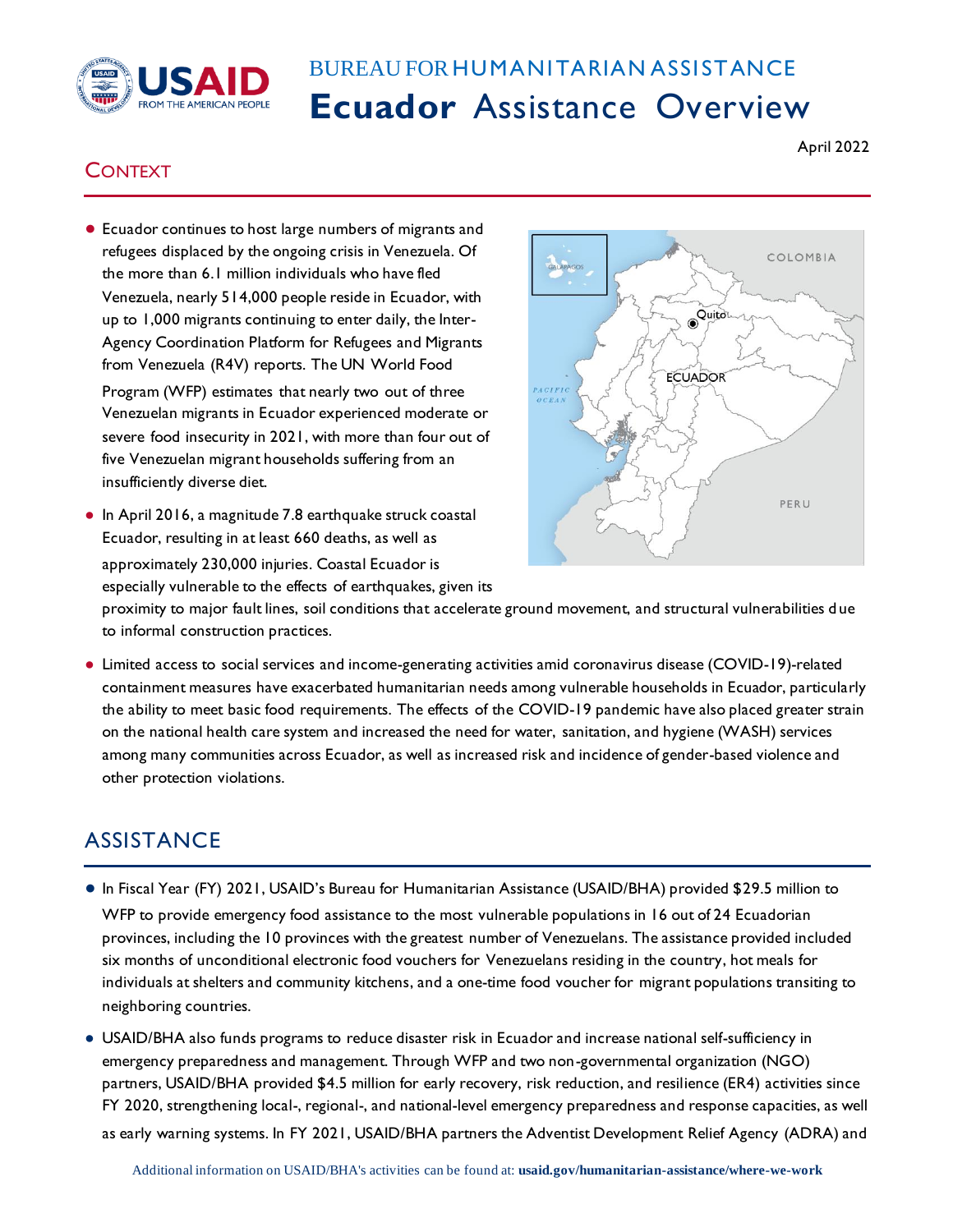BUREAU FOR HUMANITARIAN ASSISTANCE

# Ecuador Assistance Overview

April 2022

## CONTEXT

- Ecuador continues to host large numbers of migrants and refugees displaced by the ongoing crisis in Venezuela. Of the more than 6.1 million individuals who have fled Venezuela, nearly 514,000 people reside in Ecuador, with up to 1,000 migrants continuing to enter daily, the Inter-Agency Coordination Platform for Refugees and Migrants from Venezuela (R4V) reports. The UN World Food Program (WFP) estimates that nearly two out of three Venezuelan migrants in Ecuador experienced moderate or severe food insecurity in 2021, with more than four out of five Venezuelan migrant households suffering from an insufficiently diverse diet.
- In April 2016, a magnitude 7.8 earthquake struck coastal Ecuador, resulting in at least 660 deaths, as well as approximately 230,000 injuries. Coastal Ecuador is especially vulnerable to the effects of earthquakes, given its proximity to major fault lines, soil conditions that accelerate ground movement, and structural vulnerabilities due to informal construction practices.
- Limited access to social services and income-generating activities amid coronavirus disease (COVID-19)-related containment measures have exacerbated humanitarian needs among vulnerable households in Ecuador, particularly the ability to meet basic food requirements. The effects of the COVID-19 pandemic have also placed greater strain on the national health care system and increased the need for water, sanitation, and hygiene (WASH) services among many communities across Ecuador, as well as increased risk and incidence of gender-based violence and other protection violations.

## ASSISTANCE

- In Fiscal Year (FY) 2021, USAID's Bureau for Humanitarian Assistance (USAID/BHA) provided $29.5 million to WFP to provide emergency food assistance to the most vulnerable populations in 16 out of 24 Ecuadorian provinces, including the 10 provinces with the greatest number of Venezuelans. The assistance provided included six months of unconditional electronic food vouchers for Venezuelans residing in the country, hot meals for individuals at shelters and community kitchens, and a one-time food voucher for migrant populations transiting to neighboring countries.
- USAID/BHA also funds programs to reduce disaster risk in Ecuador and increase national self-sufficiency in emergency preparedness and management. Through WFP and two non-governmental organization (NGO) partners, USAID/BHA provided $4.5 million for early recovery, risk reduction, and resilience (ER4) activities since FY 2020, strengthening local-, regional-, and national-level emergency preparedness and response capacities, as well as early warning systems. In FY 2021, USAID/BHA partners the Adventist Development Relief Agency (ADRA) and

Additional information on USAID/BHA's activities can be found at: **usaid.gov/humanitarian-assistance/where-we-work**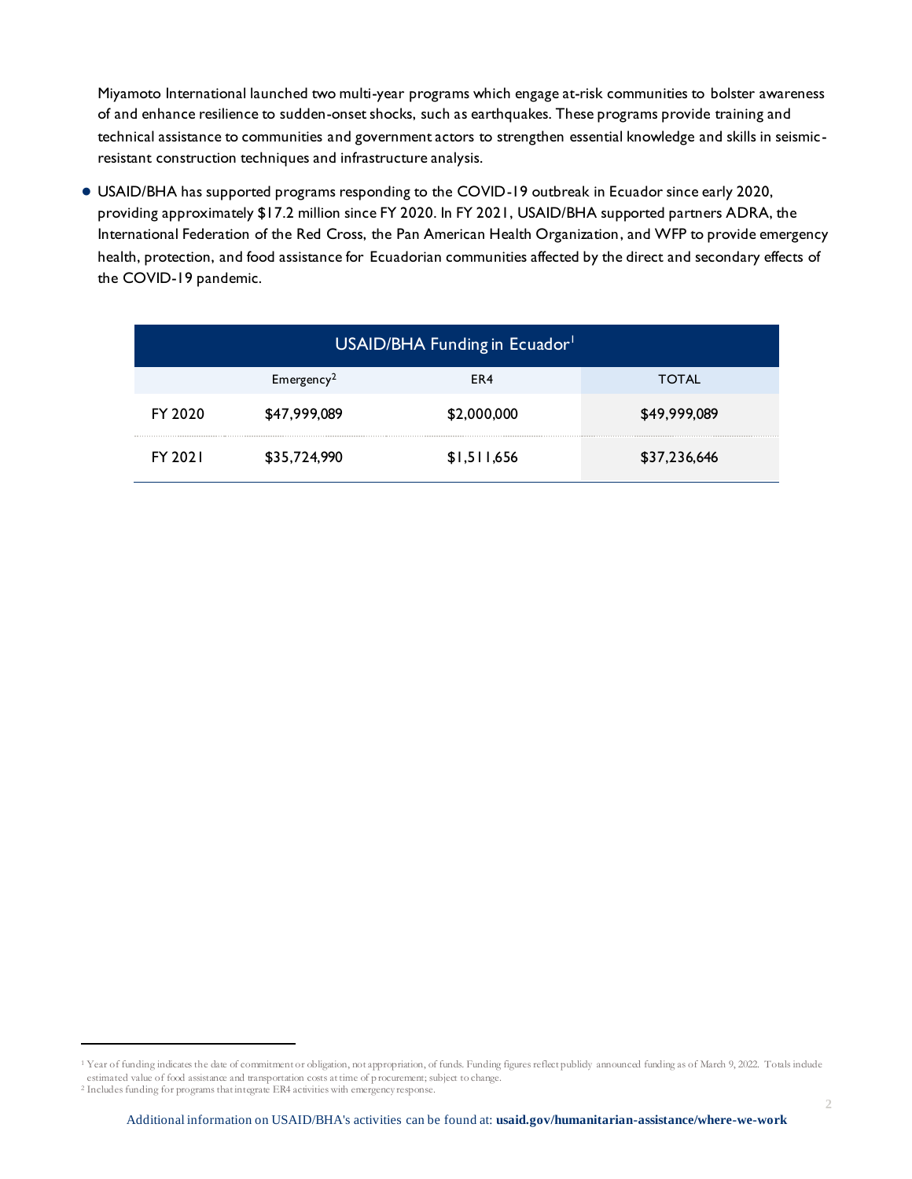Miyamoto International launched two multi-year programs which engage at-risk communities to bolster awareness of and enhance resilience to sudden-onset shocks, such as earthquakes. These programs provide training and technical assistance to communities and government actors to strengthen essential knowledge and skills in seismic-resistant construction techniques and infrastructure analysis.

- USAID/BHA has supported programs responding to the COVID-19 outbreak in Ecuador since early 2020, providing approximately $17.2 million since FY 2020. In FY 2021, USAID/BHA supported partners ADRA, the International Federation of the Red Cross, the Pan American Health Organization, and WFP to provide emergency health, protection, and food assistance for Ecuadorian communities affected by the direct and secondary effects of the COVID-19 pandemic.

**USAID/BHA Funding in Ecuador[1]**

| | Emergency[2] | ER4 | TOTAL |
|---|---|---|---|
| FY 2020 | $47,999,089 | $2,000,000 | $49,999,089 |
| FY 2021 | $35,724,990 | $1,511,656 | $37,236,646 |

[1] Year of funding indicates the date of commitment or obligation, not appropriation, of funds. Funding figures reflect publicly announced funding as of March 9, 2022. Totals include estimated value of food assistance and transportation costs at time of procurement; subject to change.
[2] Includes funding for programs that integrate ER4 activities with emergency response.

Additional information on USAID/BHA's activities can be found at: **usaid.gov/humanitarian-assistance/where-we-work**